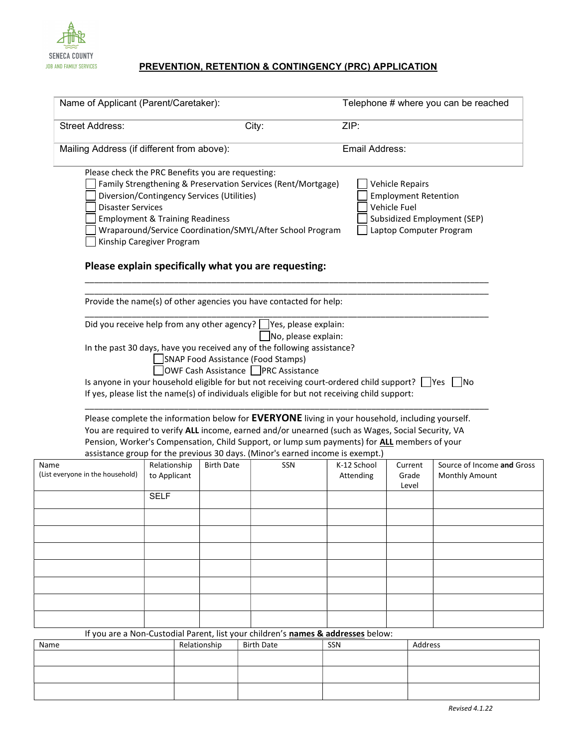SENECA COUNTY
JOB AND FAMILY SERVICES

# PREVENTION, RETENTION & CONTINGENCY (PRC) APPLICATION

| Name of Applicant (Parent/Caretaker): | | Telephone # where you can be reached |
|---|---|---|
| Street Address: | City: | ZIP: |
| Mailing Address (if different from above): | | Email Address: |

Please check the PRC Benefits you are requesting:

- ☐ Family Strengthening & Preservation Services (Rent/Mortgage)
- ☐ Diversion/Contingency Services (Utilities)
- ☐ Disaster Services
- ☐ Employment & Training Readiness
- ☐ Wraparound/Service Coordination/SMYL/After School Program
- ☐ Kinship Caregiver Program
- ☐ Vehicle Repairs
- ☐ Employment Retention
- ☐ Vehicle Fuel
- ☐ Subsidized Employment (SEP)
- ☐ Laptop Computer Program

## Please explain specifically what you are requesting:

\_\_\_\_\_\_\_\_\_\_\_\_\_\_\_\_\_\_\_\_\_\_\_\_\_\_\_\_\_\_\_\_\_\_\_\_\_\_\_\_\_\_\_\_\_\_\_\_\_\_\_\_\_\_\_\_\_\_\_\_\_\_\_\_\_\_\_\_\_\_\_\_\_\_\_\_

\_\_\_\_\_\_\_\_\_\_\_\_\_\_\_\_\_\_\_\_\_\_\_\_\_\_\_\_\_\_\_\_\_\_\_\_\_\_\_\_\_\_\_\_\_\_\_\_\_\_\_\_\_\_\_\_\_\_\_\_\_\_\_\_\_\_\_\_\_\_\_\_\_\_\_\_

Provide the name(s) of other agencies you have contacted for help:

\_\_\_\_\_\_\_\_\_\_\_\_\_\_\_\_\_\_\_\_\_\_\_\_\_\_\_\_\_\_\_\_\_\_\_\_\_\_\_\_\_\_\_\_\_\_\_\_\_\_\_\_\_\_\_\_\_\_\_\_\_\_\_\_\_\_\_\_\_\_\_\_\_\_\_\_

Did you receive help from any other agency? ☐ Yes, please explain:
☐ No, please explain:

In the past 30 days, have you received any of the following assistance?

- ☐ SNAP Food Assistance (Food Stamps)
- ☐ OWF Cash Assistance ☐ PRC Assistance

Is anyone in your household eligible for but not receiving court-ordered child support? ☐ Yes ☐ No

If yes, please list the name(s) of individuals eligible for but not receiving child support:

\_\_\_\_\_\_\_\_\_\_\_\_\_\_\_\_\_\_\_\_\_\_\_\_\_\_\_\_\_\_\_\_\_\_\_\_\_\_\_\_\_\_\_\_\_\_\_\_\_\_\_\_\_\_\_\_\_\_\_\_\_\_\_\_\_\_\_\_\_\_\_\_\_\_\_\_

Please complete the information below for **EVERYONE** living in your household, including yourself. You are required to verify **ALL** income, earned and/or unearned (such as Wages, Social Security, VA Pension, Worker's Compensation, Child Support, or lump sum payments) for **ALL** members of your assistance group for the previous 30 days. (Minor's earned income is exempt.)

| Name (List everyone in the household) | Relationship to Applicant | Birth Date | SSN | K-12 School Attending | Current Grade Level | Source of Income **and** Gross Monthly Amount |
|---|---|---|---|---|---|---|
| | SELF | | | | | |
| | | | | | | |
| | | | | | | |
| | | | | | | |
| | | | | | | |
| | | | | | | |
| | | | | | | |
| | | | | | | |

If you are a Non-Custodial Parent, list your children's **names & addresses** below:

| Name | Relationship | Birth Date | SSN | Address |
|---|---|---|---|---|
| | | | | |
| | | | | |
| | | | | |

*Revised 4.1.22*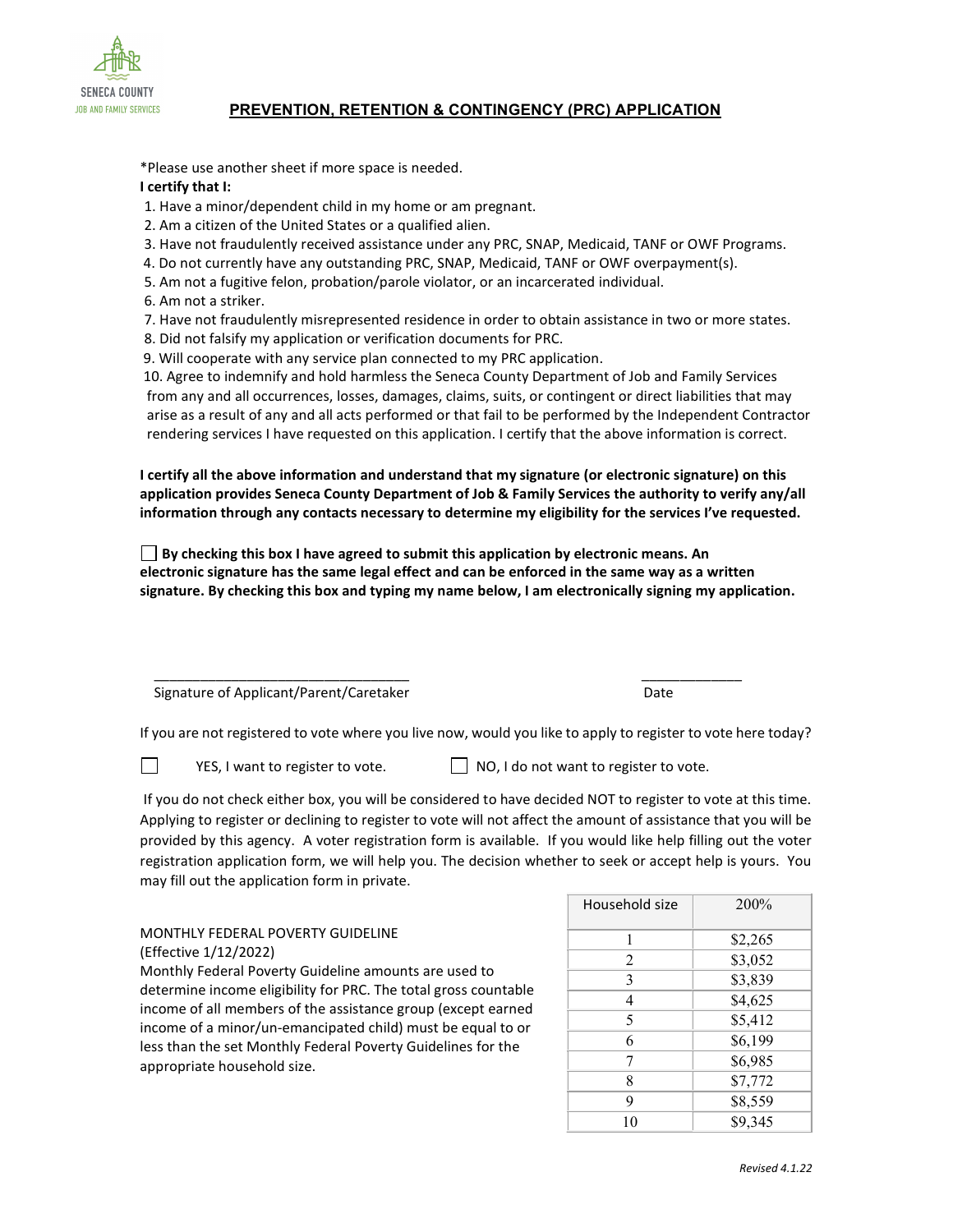## PREVENTION, RETENTION & CONTINGENCY (PRC) APPLICATION

*Please use another sheet if more space is needed.

**I certify that I:**

1. Have a minor/dependent child in my home or am pregnant.
2. Am a citizen of the United States or a qualified alien.
3. Have not fraudulently received assistance under any PRC, SNAP, Medicaid, TANF or OWF Programs.
4. Do not currently have any outstanding PRC, SNAP, Medicaid, TANF or OWF overpayment(s).
5. Am not a fugitive felon, probation/parole violator, or an incarcerated individual.
6. Am not a striker.
7. Have not fraudulently misrepresented residence in order to obtain assistance in two or more states.
8. Did not falsify my application or verification documents for PRC.
9. Will cooperate with any service plan connected to my PRC application.
10. Agree to indemnify and hold harmless the Seneca County Department of Job and Family Services from any and all occurrences, losses, damages, claims, suits, or contingent or direct liabilities that may arise as a result of any and all acts performed or that fail to be performed by the Independent Contractor rendering services I have requested on this application. I certify that the above information is correct.

**I certify all the above information and understand that my signature (or electronic signature) on this application provides Seneca County Department of Job & Family Services the authority to verify any/all information through any contacts necessary to determine my eligibility for the services I've requested.**

☐ **By checking this box I have agreed to submit this application by electronic means. An electronic signature has the same legal effect and can be enforced in the same way as a written signature. By checking this box and typing my name below, I am electronically signing my application.**

\_\_\_\_\_\_\_\_\_\_\_\_\_\_\_\_\_\_\_\_\_\_\_\_\_\_\_\_\_\_\_\_\_ \_\_\_\_\_\_\_\_\_\_\_\_\_
Signature of Applicant/Parent/Caretaker Date

If you are not registered to vote where you live now, would you like to apply to register to vote here today?

☐ YES, I want to register to vote. ☐ NO, I do not want to register to vote.

If you do not check either box, you will be considered to have decided NOT to register to vote at this time. Applying to register or declining to register to vote will not affect the amount of assistance that you will be provided by this agency. A voter registration form is available. If you would like help filling out the voter registration application form, we will help you. The decision whether to seek or accept help is yours. You may fill out the application form in private.

MONTHLY FEDERAL POVERTY GUIDELINE
(Effective 1/12/2022)
Monthly Federal Poverty Guideline amounts are used to determine income eligibility for PRC. The total gross countable income of all members of the assistance group (except earned income of a minor/un-emancipated child) must be equal to or less than the set Monthly Federal Poverty Guidelines for the appropriate household size.

| Household size | 200% |
|---|---|
| 1 | $2,265 |
| 2 | $3,052 |
| 3 | $3,839 |
| 4 | $4,625 |
| 5 | $5,412 |
| 6 | $6,199 |
| 7 | $6,985 |
| 8 | $7,772 |
| 9 | $8,559 |
| 10 | $9,345 |

*Revised 4.1.22*